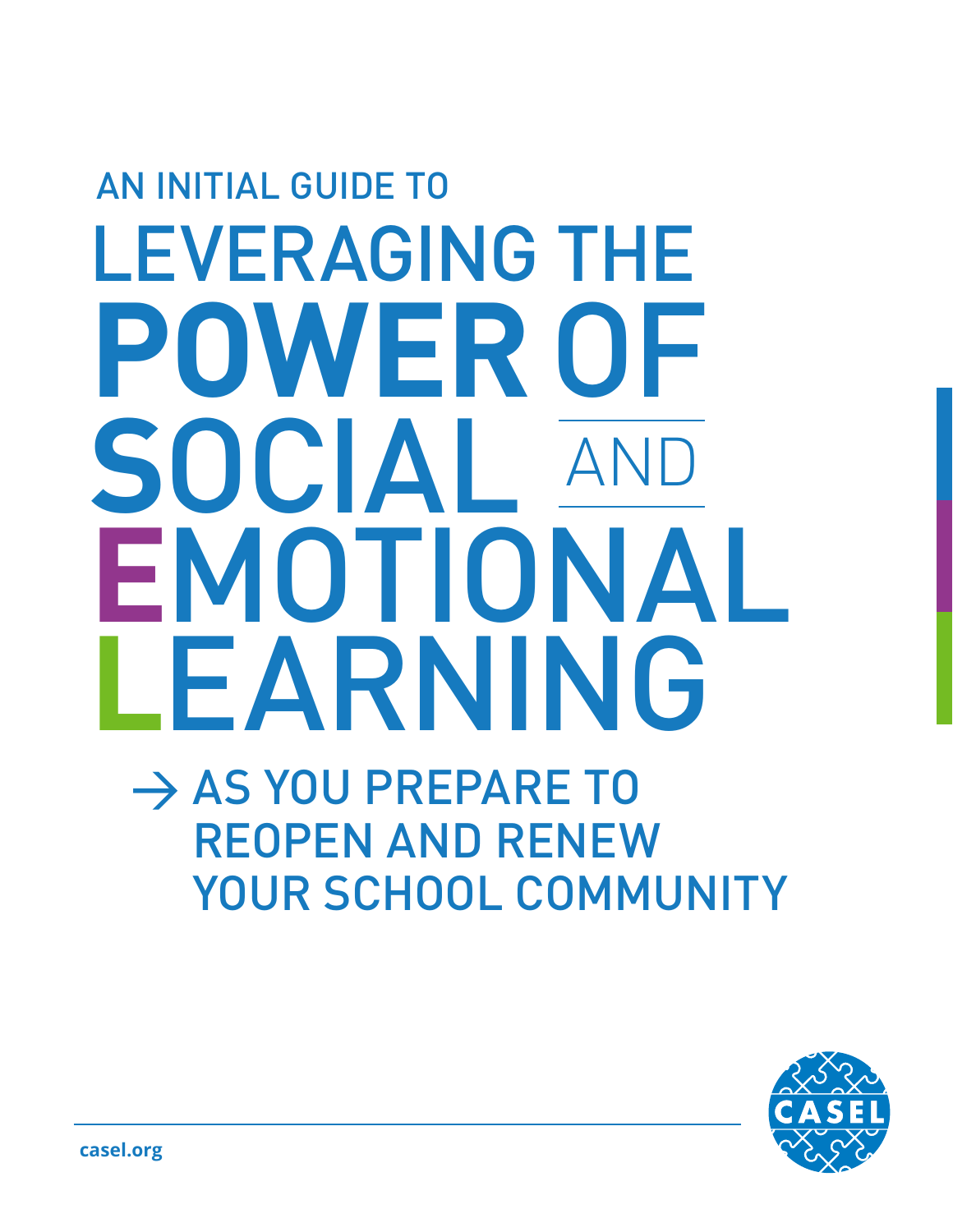AN INITIAL GUIDE TO

# LEVERAGING THE POWER OF SOCIAL AND EMOTIONAL LEARNING

→ AS YOU PREPARE TO REOPEN AND RENEW YOUR SCHOOL COMMUNITY

CASEL

casel.org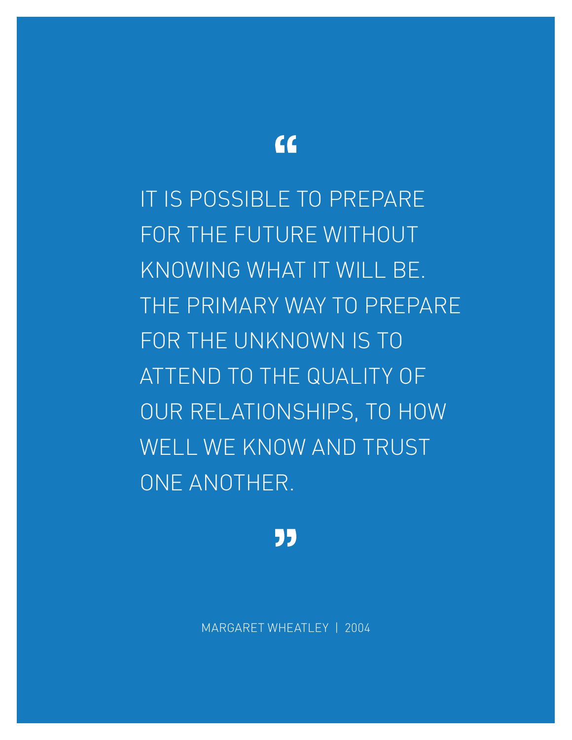“

IT IS POSSIBLE TO PREPARE FOR THE FUTURE WITHOUT KNOWING WHAT IT WILL BE. THE PRIMARY WAY TO PREPARE FOR THE UNKNOWN IS TO ATTEND TO THE QUALITY OF OUR RELATIONSHIPS, TO HOW WELL WE KNOW AND TRUST ONE ANOTHER.

”

MARGARET WHEATLEY | 2004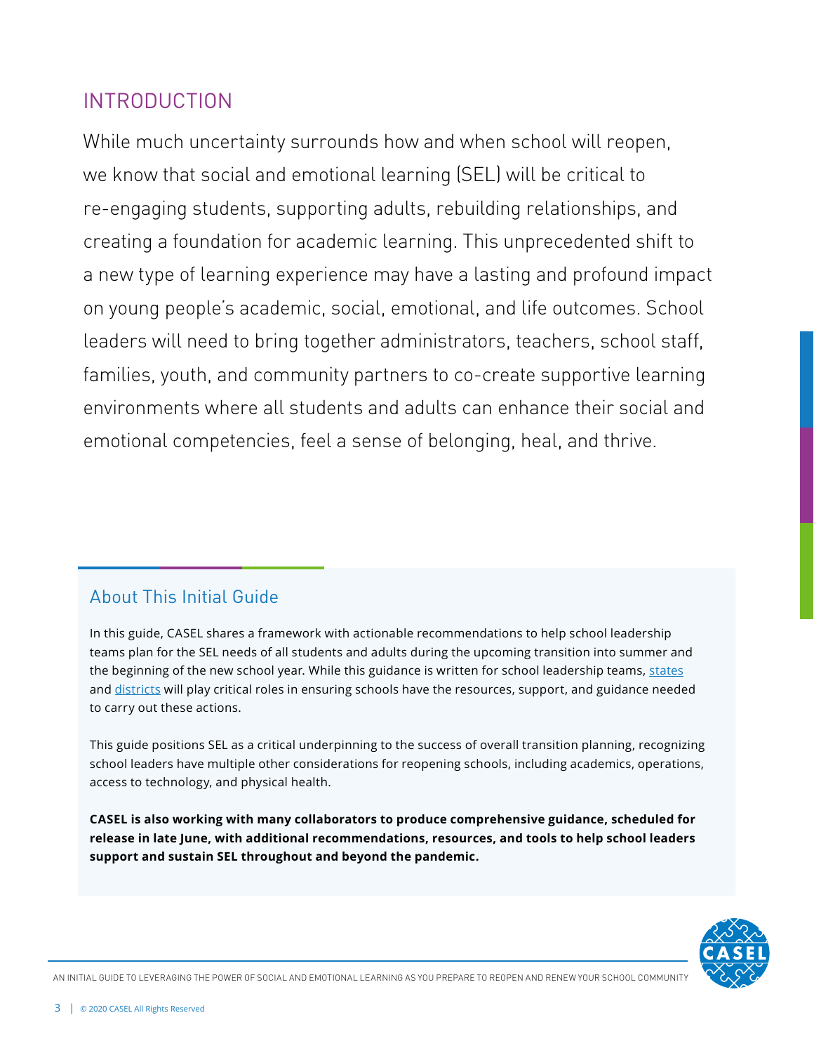## INTRODUCTION

While much uncertainty surrounds how and when school will reopen, we know that social and emotional learning (SEL) will be critical to re-engaging students, supporting adults, rebuilding relationships, and creating a foundation for academic learning. This unprecedented shift to a new type of learning experience may have a lasting and profound impact on young people's academic, social, emotional, and life outcomes. School leaders will need to bring together administrators, teachers, school staff, families, youth, and community partners to co-create supportive learning environments where all students and adults can enhance their social and emotional competencies, feel a sense of belonging, heal, and thrive.

### About This Initial Guide

In this guide, CASEL shares a framework with actionable recommendations to help school leadership teams plan for the SEL needs of all students and adults during the upcoming transition into summer and the beginning of the new school year. While this guidance is written for school leadership teams, states and districts will play critical roles in ensuring schools have the resources, support, and guidance needed to carry out these actions.

This guide positions SEL as a critical underpinning to the success of overall transition planning, recognizing school leaders have multiple other considerations for reopening schools, including academics, operations, access to technology, and physical health.

**CASEL is also working with many collaborators to produce comprehensive guidance, scheduled for release in late June, with additional recommendations, resources, and tools to help school leaders support and sustain SEL throughout and beyond the pandemic.**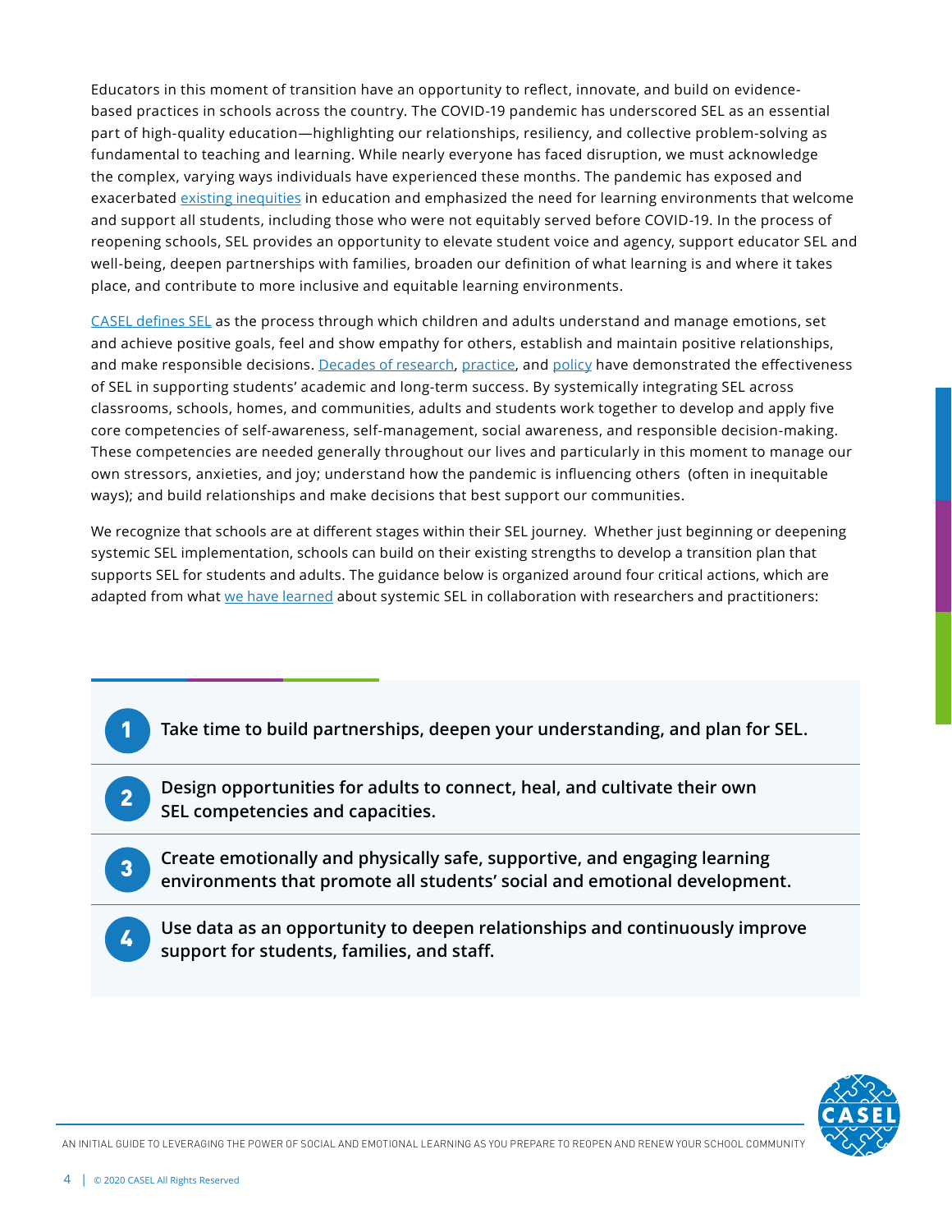Educators in this moment of transition have an opportunity to reflect, innovate, and build on evidence-based practices in schools across the country. The COVID-19 pandemic has underscored SEL as an essential part of high-quality education—highlighting our relationships, resiliency, and collective problem-solving as fundamental to teaching and learning. While nearly everyone has faced disruption, we must acknowledge the complex, varying ways individuals have experienced these months. The pandemic has exposed and exacerbated existing inequities in education and emphasized the need for learning environments that welcome and support all students, including those who were not equitably served before COVID-19. In the process of reopening schools, SEL provides an opportunity to elevate student voice and agency, support educator SEL and well-being, deepen partnerships with families, broaden our definition of what learning is and where it takes place, and contribute to more inclusive and equitable learning environments.

CASEL defines SEL as the process through which children and adults understand and manage emotions, set and achieve positive goals, feel and show empathy for others, establish and maintain positive relationships, and make responsible decisions. Decades of research, practice, and policy have demonstrated the effectiveness of SEL in supporting students' academic and long-term success. By systemically integrating SEL across classrooms, schools, homes, and communities, adults and students work together to develop and apply five core competencies of self-awareness, self-management, social awareness, and responsible decision-making. These competencies are needed generally throughout our lives and particularly in this moment to manage our own stressors, anxieties, and joy; understand how the pandemic is influencing others (often in inequitable ways); and build relationships and make decisions that best support our communities.

We recognize that schools are at different stages within their SEL journey. Whether just beginning or deepening systemic SEL implementation, schools can build on their existing strengths to develop a transition plan that supports SEL for students and adults. The guidance below is organized around four critical actions, which are adapted from what we have learned about systemic SEL in collaboration with researchers and practitioners:

1. **Take time to build partnerships, deepen your understanding, and plan for SEL.**
2. **Design opportunities for adults to connect, heal, and cultivate their own SEL competencies and capacities.**
3. **Create emotionally and physically safe, supportive, and engaging learning environments that promote all students' social and emotional development.**
4. **Use data as an opportunity to deepen relationships and continuously improve support for students, families, and staff.**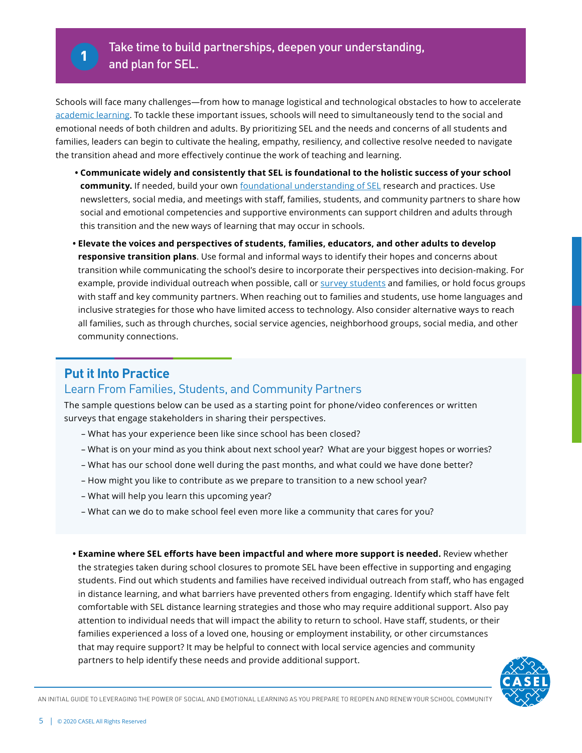## 1 Take time to build partnerships, deepen your understanding, and plan for SEL.

Schools will face many challenges—from how to manage logistical and technological obstacles to how to accelerate academic learning. To tackle these important issues, schools will need to simultaneously tend to the social and emotional needs of both children and adults. By prioritizing SEL and the needs and concerns of all students and families, leaders can begin to cultivate the healing, empathy, resiliency, and collective resolve needed to navigate the transition ahead and more effectively continue the work of teaching and learning.

- **Communicate widely and consistently that SEL is foundational to the holistic success of your school community.** If needed, build your own foundational understanding of SEL research and practices. Use newsletters, social media, and meetings with staff, families, students, and community partners to share how social and emotional competencies and supportive environments can support children and adults through this transition and the new ways of learning that may occur in schools.
- **Elevate the voices and perspectives of students, families, educators, and other adults to develop responsive transition plans**. Use formal and informal ways to identify their hopes and concerns about transition while communicating the school's desire to incorporate their perspectives into decision-making. For example, provide individual outreach when possible, call or survey students and families, or hold focus groups with staff and key community partners. When reaching out to families and students, use home languages and inclusive strategies for those who have limited access to technology. Also consider alternative ways to reach all families, such as through churches, social service agencies, neighborhood groups, social media, and other community connections.

### Put it Into Practice

#### Learn From Families, Students, and Community Partners

The sample questions below can be used as a starting point for phone/video conferences or written surveys that engage stakeholders in sharing their perspectives.

- What has your experience been like since school has been closed?
- What is on your mind as you think about next school year? What are your biggest hopes or worries?
- What has our school done well during the past months, and what could we have done better?
- How might you like to contribute as we prepare to transition to a new school year?
- What will help you learn this upcoming year?
- What can we do to make school feel even more like a community that cares for you?

- **Examine where SEL efforts have been impactful and where more support is needed.** Review whether the strategies taken during school closures to promote SEL have been effective in supporting and engaging students. Find out which students and families have received individual outreach from staff, who has engaged in distance learning, and what barriers have prevented others from engaging. Identify which staff have felt comfortable with SEL distance learning strategies and those who may require additional support. Also pay attention to individual needs that will impact the ability to return to school. Have staff, students, or their families experienced a loss of a loved one, housing or employment instability, or other circumstances that may require support? It may be helpful to connect with local service agencies and community partners to help identify these needs and provide additional support.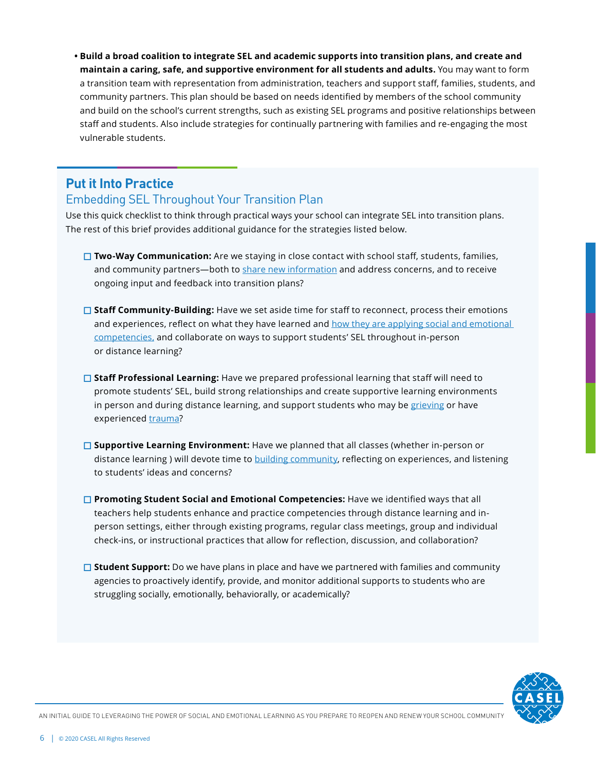- **Build a broad coalition to integrate SEL and academic supports into transition plans, and create and maintain a caring, safe, and supportive environment for all students and adults.** You may want to form a transition team with representation from administration, teachers and support staff, families, students, and community partners. This plan should be based on needs identified by members of the school community and build on the school's current strengths, such as existing SEL programs and positive relationships between staff and students. Also include strategies for continually partnering with families and re-engaging the most vulnerable students.

## Put it Into Practice

### Embedding SEL Throughout Your Transition Plan

Use this quick checklist to think through practical ways your school can integrate SEL into transition plans. The rest of this brief provides additional guidance for the strategies listed below.

- ☐ **Two-Way Communication:** Are we staying in close contact with school staff, students, families, and community partners—both to share new information and address concerns, and to receive ongoing input and feedback into transition plans?

- ☐ **Staff Community-Building:** Have we set aside time for staff to reconnect, process their emotions and experiences, reflect on what they have learned and how they are applying social and emotional competencies, and collaborate on ways to support students' SEL throughout in-person or distance learning?

- ☐ **Staff Professional Learning:** Have we prepared professional learning that staff will need to promote students' SEL, build strong relationships and create supportive learning environments in person and during distance learning, and support students who may be grieving or have experienced trauma?

- ☐ **Supportive Learning Environment:** Have we planned that all classes (whether in-person or distance learning ) will devote time to building community, reflecting on experiences, and listening to students' ideas and concerns?

- ☐ **Promoting Student Social and Emotional Competencies:** Have we identified ways that all teachers help students enhance and practice competencies through distance learning and in-person settings, either through existing programs, regular class meetings, group and individual check-ins, or instructional practices that allow for reflection, discussion, and collaboration?

- ☐ **Student Support:** Do we have plans in place and have we partnered with families and community agencies to proactively identify, provide, and monitor additional supports to students who are struggling socially, emotionally, behaviorally, or academically?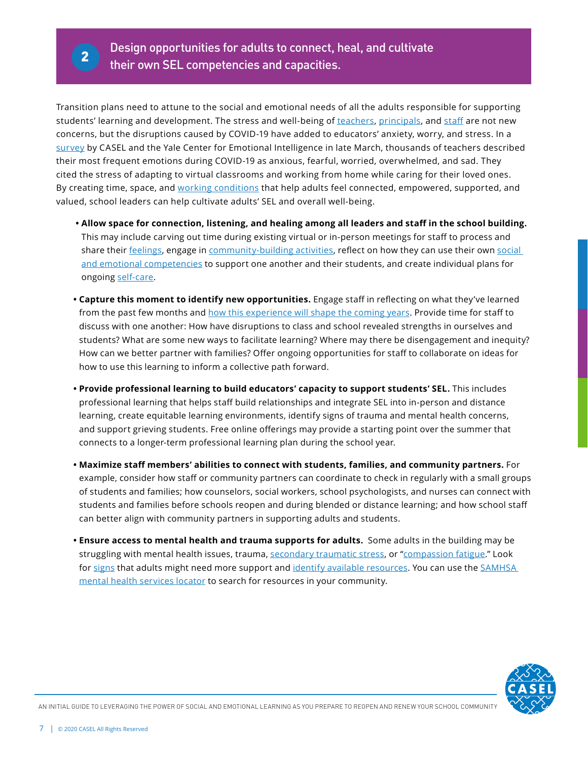## 2 Design opportunities for adults to connect, heal, and cultivate their own SEL competencies and capacities.

Transition plans need to attune to the social and emotional needs of all the adults responsible for supporting students' learning and development. The stress and well-being of teachers, principals, and staff are not new concerns, but the disruptions caused by COVID-19 have added to educators' anxiety, worry, and stress. In a survey by CASEL and the Yale Center for Emotional Intelligence in late March, thousands of teachers described their most frequent emotions during COVID-19 as anxious, fearful, worried, overwhelmed, and sad. They cited the stress of adapting to virtual classrooms and working from home while caring for their loved ones. By creating time, space, and working conditions that help adults feel connected, empowered, supported, and valued, school leaders can help cultivate adults' SEL and overall well-being.

- **Allow space for connection, listening, and healing among all leaders and staff in the school building.** This may include carving out time during existing virtual or in-person meetings for staff to process and share their feelings, engage in community-building activities, reflect on how they can use their own social and emotional competencies to support one another and their students, and create individual plans for ongoing self-care.
- **Capture this moment to identify new opportunities.** Engage staff in reflecting on what they've learned from the past few months and how this experience will shape the coming years. Provide time for staff to discuss with one another: How have disruptions to class and school revealed strengths in ourselves and students? What are some new ways to facilitate learning? Where may there be disengagement and inequity? How can we better partner with families? Offer ongoing opportunities for staff to collaborate on ideas for how to use this learning to inform a collective path forward.
- **Provide professional learning to build educators' capacity to support students' SEL.** This includes professional learning that helps staff build relationships and integrate SEL into in-person and distance learning, create equitable learning environments, identify signs of trauma and mental health concerns, and support grieving students. Free online offerings may provide a starting point over the summer that connects to a longer-term professional learning plan during the school year.
- **Maximize staff members' abilities to connect with students, families, and community partners.** For example, consider how staff or community partners can coordinate to check in regularly with a small groups of students and families; how counselors, social workers, school psychologists, and nurses can connect with students and families before schools reopen and during blended or distance learning; and how school staff can better align with community partners in supporting adults and students.
- **Ensure access to mental health and trauma supports for adults.** Some adults in the building may be struggling with mental health issues, trauma, secondary traumatic stress, or "compassion fatigue." Look for signs that adults might need more support and identify available resources. You can use the SAMHSA mental health services locator to search for resources in your community.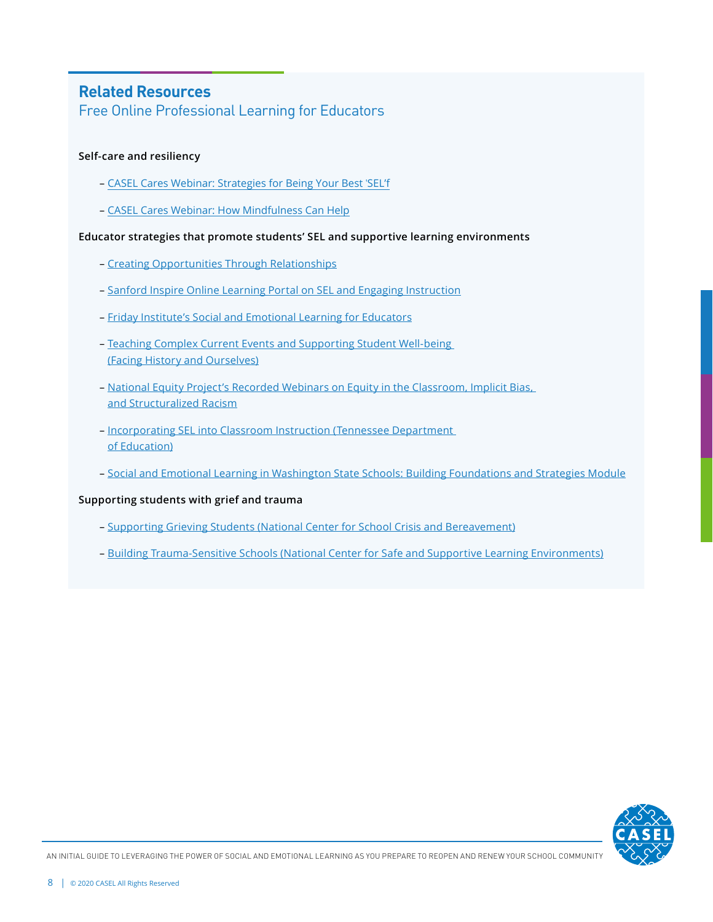## Related Resources

Free Online Professional Learning for Educators

**Self-care and resiliency**

- CASEL Cares Webinar: Strategies for Being Your Best 'SEL'f
- CASEL Cares Webinar: How Mindfulness Can Help

**Educator strategies that promote students' SEL and supportive learning environments**

- Creating Opportunities Through Relationships
- Sanford Inspire Online Learning Portal on SEL and Engaging Instruction
- Friday Institute's Social and Emotional Learning for Educators
- Teaching Complex Current Events and Supporting Student Well-being (Facing History and Ourselves)
- National Equity Project's Recorded Webinars on Equity in the Classroom, Implicit Bias, and Structuralized Racism
- Incorporating SEL into Classroom Instruction (Tennessee Department of Education)
- Social and Emotional Learning in Washington State Schools: Building Foundations and Strategies Module

**Supporting students with grief and trauma**

- Supporting Grieving Students (National Center for School Crisis and Bereavement)
- Building Trauma-Sensitive Schools (National Center for Safe and Supportive Learning Environments)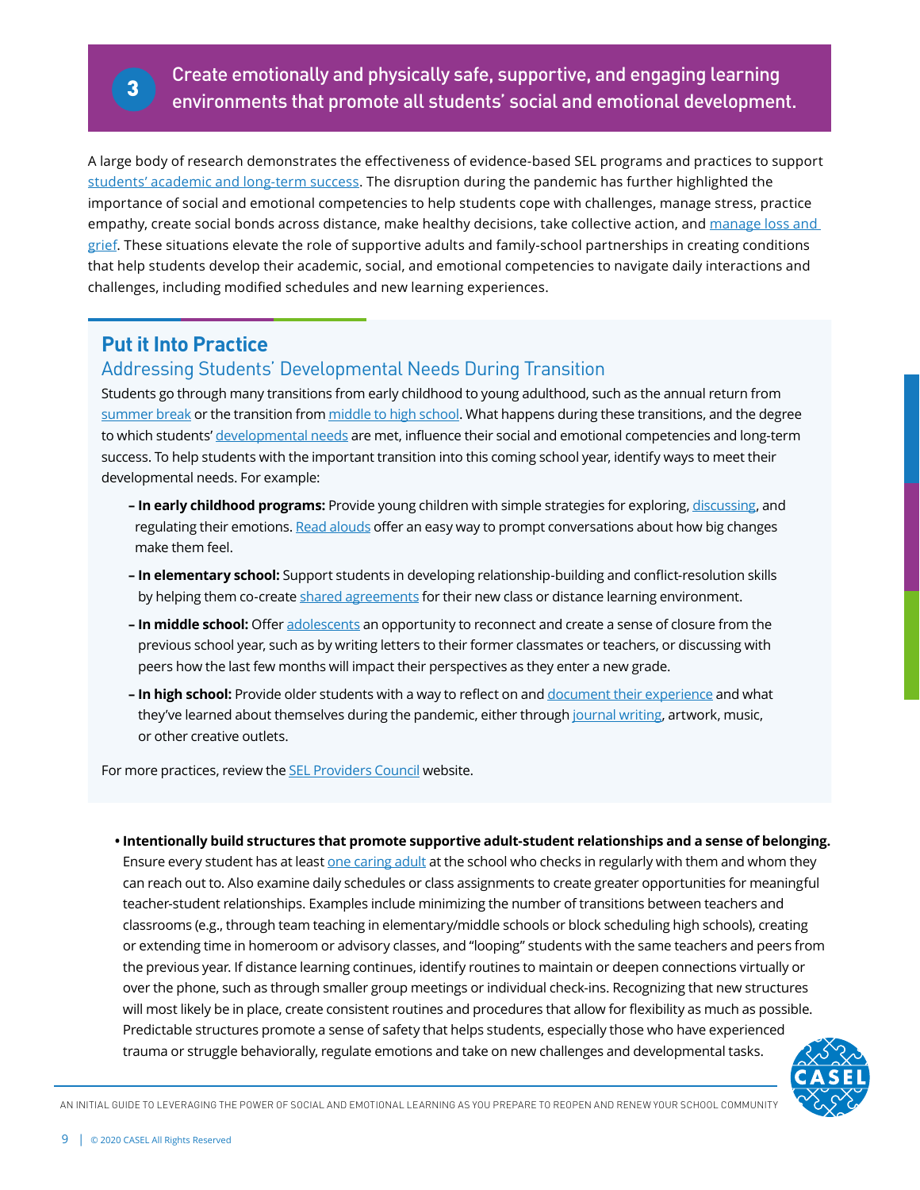## 3 Create emotionally and physically safe, supportive, and engaging learning environments that promote all students' social and emotional development.

A large body of research demonstrates the effectiveness of evidence-based SEL programs and practices to support students' academic and long-term success. The disruption during the pandemic has further highlighted the importance of social and emotional competencies to help students cope with challenges, manage stress, practice empathy, create social bonds across distance, make healthy decisions, take collective action, and manage loss and grief. These situations elevate the role of supportive adults and family-school partnerships in creating conditions that help students develop their academic, social, and emotional competencies to navigate daily interactions and challenges, including modified schedules and new learning experiences.

### Put it Into Practice

#### Addressing Students' Developmental Needs During Transition

Students go through many transitions from early childhood to young adulthood, such as the annual return from summer break or the transition from middle to high school. What happens during these transitions, and the degree to which students' developmental needs are met, influence their social and emotional competencies and long-term success. To help students with the important transition into this coming school year, identify ways to meet their developmental needs. For example:

- **In early childhood programs:** Provide young children with simple strategies for exploring, discussing, and regulating their emotions. Read alouds offer an easy way to prompt conversations about how big changes make them feel.
- **In elementary school:** Support students in developing relationship-building and conflict-resolution skills by helping them co-create shared agreements for their new class or distance learning environment.
- **In middle school:** Offer adolescents an opportunity to reconnect and create a sense of closure from the previous school year, such as by writing letters to their former classmates or teachers, or discussing with peers how the last few months will impact their perspectives as they enter a new grade.
- **In high school:** Provide older students with a way to reflect on and document their experience and what they've learned about themselves during the pandemic, either through journal writing, artwork, music, or other creative outlets.

For more practices, review the SEL Providers Council website.

- **Intentionally build structures that promote supportive adult-student relationships and a sense of belonging.** Ensure every student has at least one caring adult at the school who checks in regularly with them and whom they can reach out to. Also examine daily schedules or class assignments to create greater opportunities for meaningful teacher-student relationships. Examples include minimizing the number of transitions between teachers and classrooms (e.g., through team teaching in elementary/middle schools or block scheduling high schools), creating or extending time in homeroom or advisory classes, and "looping" students with the same teachers and peers from the previous year. If distance learning continues, identify routines to maintain or deepen connections virtually or over the phone, such as through smaller group meetings or individual check-ins. Recognizing that new structures will most likely be in place, create consistent routines and procedures that allow for flexibility as much as possible. Predictable structures promote a sense of safety that helps students, especially those who have experienced trauma or struggle behaviorally, regulate emotions and take on new challenges and developmental tasks.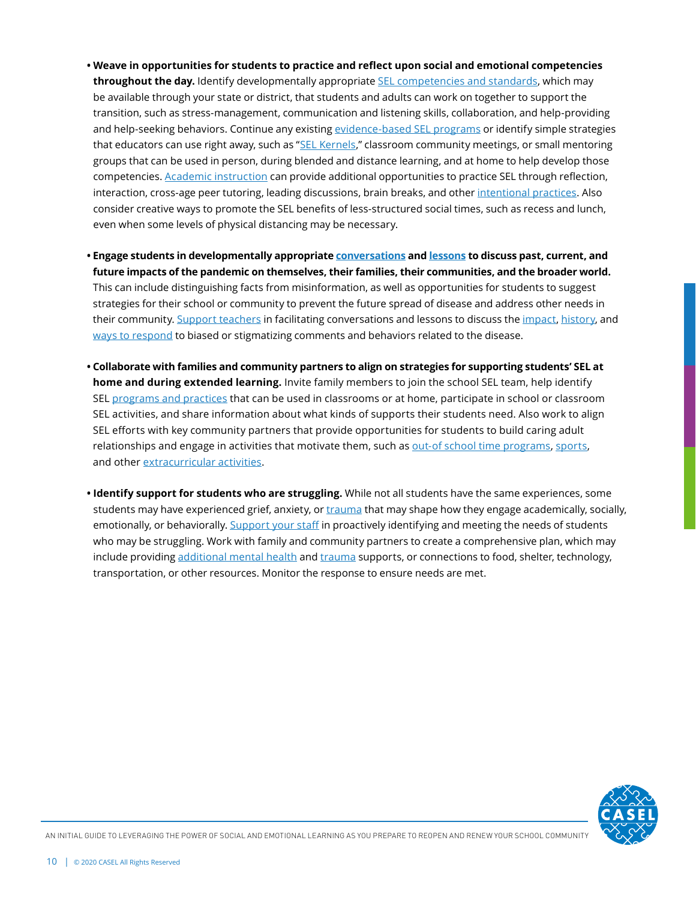- **Weave in opportunities for students to practice and reflect upon social and emotional competencies throughout the day.** Identify developmentally appropriate SEL competencies and standards, which may be available through your state or district, that students and adults can work on together to support the transition, such as stress-management, communication and listening skills, collaboration, and help-providing and help-seeking behaviors. Continue any existing evidence-based SEL programs or identify simple strategies that educators can use right away, such as "SEL Kernels," classroom community meetings, or small mentoring groups that can be used in person, during blended and distance learning, and at home to help develop those competencies. Academic instruction can provide additional opportunities to practice SEL through reflection, interaction, cross-age peer tutoring, leading discussions, brain breaks, and other intentional practices. Also consider creative ways to promote the SEL benefits of less-structured social times, such as recess and lunch, even when some levels of physical distancing may be necessary.

- **Engage students in developmentally appropriate conversations and lessons to discuss past, current, and future impacts of the pandemic on themselves, their families, their communities, and the broader world.** This can include distinguishing facts from misinformation, as well as opportunities for students to suggest strategies for their school or community to prevent the future spread of disease and address other needs in their community. Support teachers in facilitating conversations and lessons to discuss the impact, history, and ways to respond to biased or stigmatizing comments and behaviors related to the disease.

- **Collaborate with families and community partners to align on strategies for supporting students' SEL at home and during extended learning.** Invite family members to join the school SEL team, help identify SEL programs and practices that can be used in classrooms or at home, participate in school or classroom SEL activities, and share information about what kinds of supports their students need. Also work to align SEL efforts with key community partners that provide opportunities for students to build caring adult relationships and engage in activities that motivate them, such as out-of school time programs, sports, and other extracurricular activities.

- **Identify support for students who are struggling.** While not all students have the same experiences, some students may have experienced grief, anxiety, or trauma that may shape how they engage academically, socially, emotionally, or behaviorally. Support your staff in proactively identifying and meeting the needs of students who may be struggling. Work with family and community partners to create a comprehensive plan, which may include providing additional mental health and trauma supports, or connections to food, shelter, technology, transportation, or other resources. Monitor the response to ensure needs are met.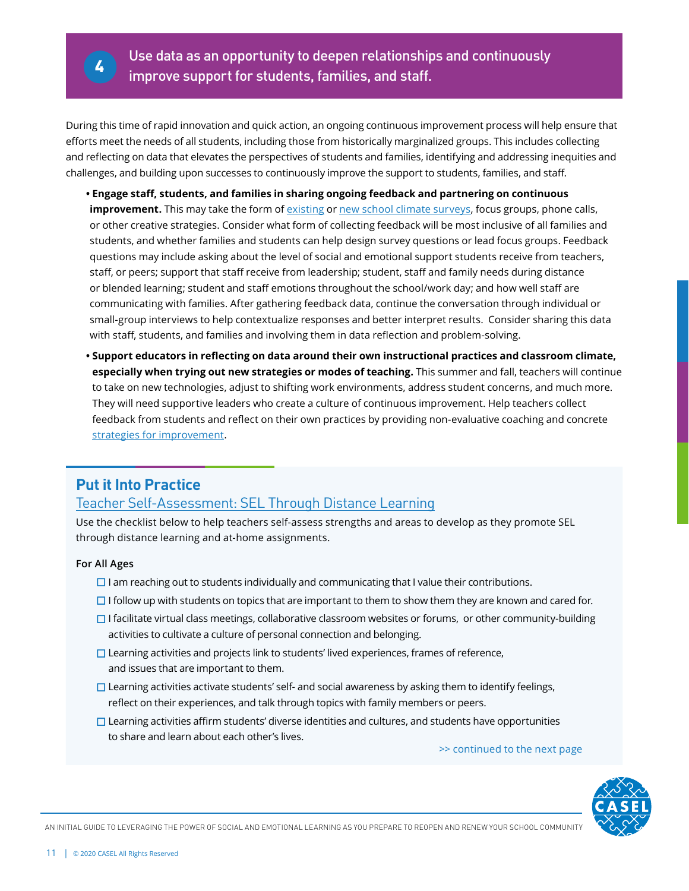## 4 Use data as an opportunity to deepen relationships and continuously improve support for students, families, and staff.

During this time of rapid innovation and quick action, an ongoing continuous improvement process will help ensure that efforts meet the needs of all students, including those from historically marginalized groups. This includes collecting and reflecting on data that elevates the perspectives of students and families, identifying and addressing inequities and challenges, and building upon successes to continuously improve the support to students, families, and staff.

- **Engage staff, students, and families in sharing ongoing feedback and partnering on continuous improvement.** This may take the form of existing or new school climate surveys, focus groups, phone calls, or other creative strategies. Consider what form of collecting feedback will be most inclusive of all families and students, and whether families and students can help design survey questions or lead focus groups. Feedback questions may include asking about the level of social and emotional support students receive from teachers, staff, or peers; support that staff receive from leadership; student, staff and family needs during distance or blended learning; student and staff emotions throughout the school/work day; and how well staff are communicating with families. After gathering feedback data, continue the conversation through individual or small-group interviews to help contextualize responses and better interpret results. Consider sharing this data with staff, students, and families and involving them in data reflection and problem-solving.
- **Support educators in reflecting on data around their own instructional practices and classroom climate, especially when trying out new strategies or modes of teaching.** This summer and fall, teachers will continue to take on new technologies, adjust to shifting work environments, address student concerns, and much more. They will need supportive leaders who create a culture of continuous improvement. Help teachers collect feedback from students and reflect on their own practices by providing non-evaluative coaching and concrete strategies for improvement.

### Put it Into Practice

Teacher Self-Assessment: SEL Through Distance Learning

Use the checklist below to help teachers self-assess strengths and areas to develop as they promote SEL through distance learning and at-home assignments.

**For All Ages**

- ☐ I am reaching out to students individually and communicating that I value their contributions.
- ☐ I follow up with students on topics that are important to them to show them they are known and cared for.
- ☐ I facilitate virtual class meetings, collaborative classroom websites or forums, or other community-building activities to cultivate a culture of personal connection and belonging.
- ☐ Learning activities and projects link to students' lived experiences, frames of reference, and issues that are important to them.
- ☐ Learning activities activate students' self- and social awareness by asking them to identify feelings, reflect on their experiences, and talk through topics with family members or peers.
- ☐ Learning activities affirm students' diverse identities and cultures, and students have opportunities to share and learn about each other's lives.

>> continued to the next page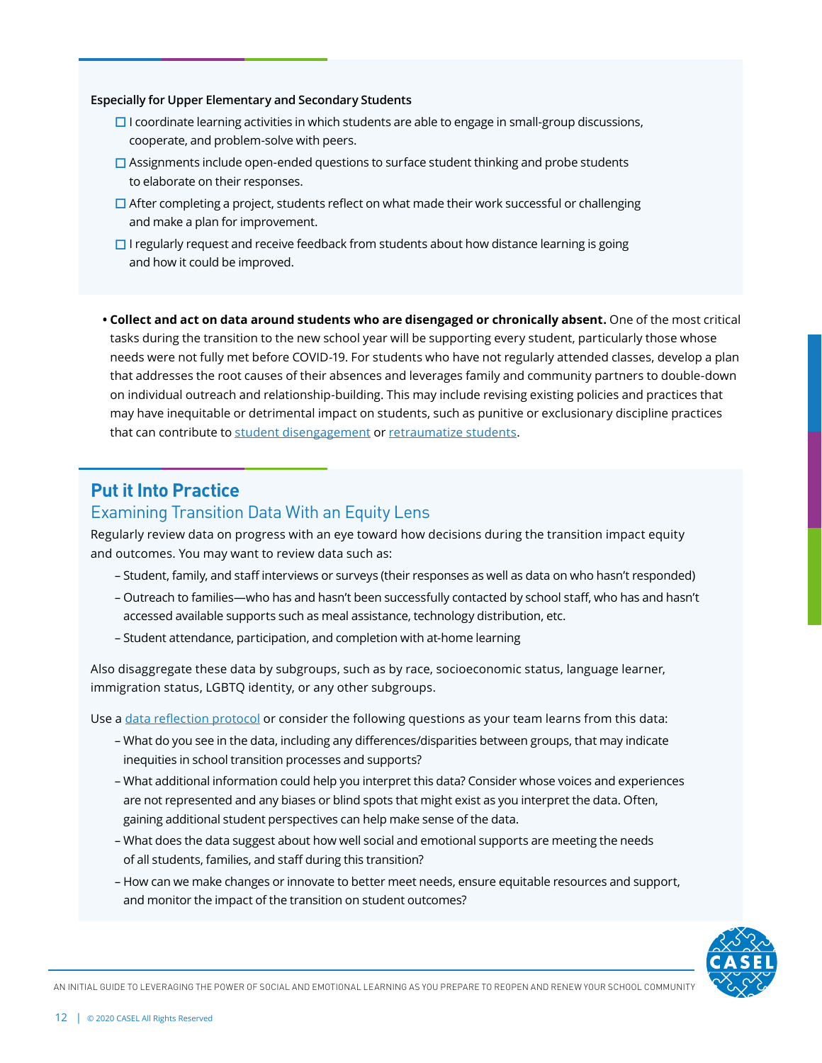**Especially for Upper Elementary and Secondary Students**

- ☐ I coordinate learning activities in which students are able to engage in small-group discussions, cooperate, and problem-solve with peers.
- ☐ Assignments include open-ended questions to surface student thinking and probe students to elaborate on their responses.
- ☐ After completing a project, students reflect on what made their work successful or challenging and make a plan for improvement.
- ☐ I regularly request and receive feedback from students about how distance learning is going and how it could be improved.

- **Collect and act on data around students who are disengaged or chronically absent.** One of the most critical tasks during the transition to the new school year will be supporting every student, particularly those whose needs were not fully met before COVID-19. For students who have not regularly attended classes, develop a plan that addresses the root causes of their absences and leverages family and community partners to double-down on individual outreach and relationship-building. This may include revising existing policies and practices that may have inequitable or detrimental impact on students, such as punitive or exclusionary discipline practices that can contribute to student disengagement or retraumatize students.

## Put it Into Practice

### Examining Transition Data With an Equity Lens

Regularly review data on progress with an eye toward how decisions during the transition impact equity and outcomes. You may want to review data such as:

- Student, family, and staff interviews or surveys (their responses as well as data on who hasn't responded)
- Outreach to families—who has and hasn't been successfully contacted by school staff, who has and hasn't accessed available supports such as meal assistance, technology distribution, etc.
- Student attendance, participation, and completion with at-home learning

Also disaggregate these data by subgroups, such as by race, socioeconomic status, language learner, immigration status, LGBTQ identity, or any other subgroups.

Use a data reflection protocol or consider the following questions as your team learns from this data:

- What do you see in the data, including any differences/disparities between groups, that may indicate inequities in school transition processes and supports?
- What additional information could help you interpret this data? Consider whose voices and experiences are not represented and any biases or blind spots that might exist as you interpret the data. Often, gaining additional student perspectives can help make sense of the data.
- What does the data suggest about how well social and emotional supports are meeting the needs of all students, families, and staff during this transition?
- How can we make changes or innovate to better meet needs, ensure equitable resources and support, and monitor the impact of the transition on student outcomes?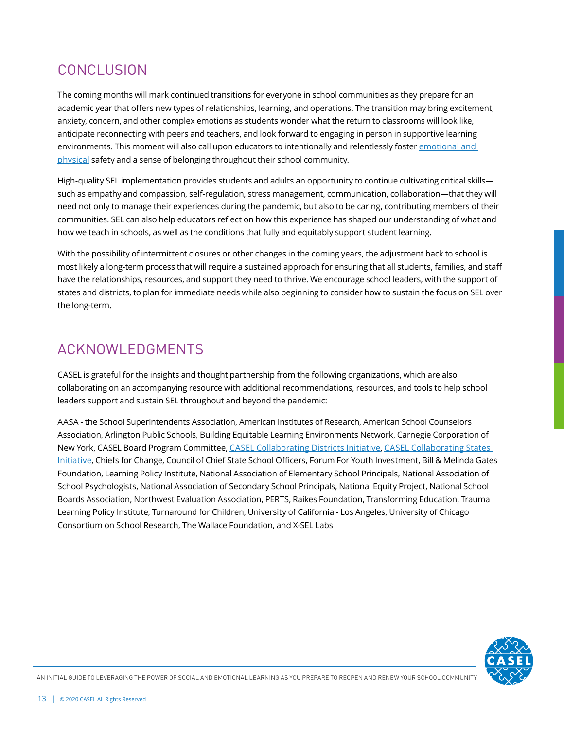## CONCLUSION

The coming months will mark continued transitions for everyone in school communities as they prepare for an academic year that offers new types of relationships, learning, and operations. The transition may bring excitement, anxiety, concern, and other complex emotions as students wonder what the return to classrooms will look like, anticipate reconnecting with peers and teachers, and look forward to engaging in person in supportive learning environments. This moment will also call upon educators to intentionally and relentlessly foster emotional and physical safety and a sense of belonging throughout their school community.

High-quality SEL implementation provides students and adults an opportunity to continue cultivating critical skills—such as empathy and compassion, self-regulation, stress management, communication, collaboration—that they will need not only to manage their experiences during the pandemic, but also to be caring, contributing members of their communities. SEL can also help educators reflect on how this experience has shaped our understanding of what and how we teach in schools, as well as the conditions that fully and equitably support student learning.

With the possibility of intermittent closures or other changes in the coming years, the adjustment back to school is most likely a long-term process that will require a sustained approach for ensuring that all students, families, and staff have the relationships, resources, and support they need to thrive. We encourage school leaders, with the support of states and districts, to plan for immediate needs while also beginning to consider how to sustain the focus on SEL over the long-term.

## ACKNOWLEDGMENTS

CASEL is grateful for the insights and thought partnership from the following organizations, which are also collaborating on an accompanying resource with additional recommendations, resources, and tools to help school leaders support and sustain SEL throughout and beyond the pandemic:

AASA - the School Superintendents Association, American Institutes of Research, American School Counselors Association, Arlington Public Schools, Building Equitable Learning Environments Network, Carnegie Corporation of New York, CASEL Board Program Committee, CASEL Collaborating Districts Initiative, CASEL Collaborating States Initiative, Chiefs for Change, Council of Chief State School Officers, Forum For Youth Investment, Bill & Melinda Gates Foundation, Learning Policy Institute, National Association of Elementary School Principals, National Association of School Psychologists, National Association of Secondary School Principals, National Equity Project, National School Boards Association, Northwest Evaluation Association, PERTS, Raikes Foundation, Transforming Education, Trauma Learning Policy Institute, Turnaround for Children, University of California - Los Angeles, University of Chicago Consortium on School Research, The Wallace Foundation, and X-SEL Labs